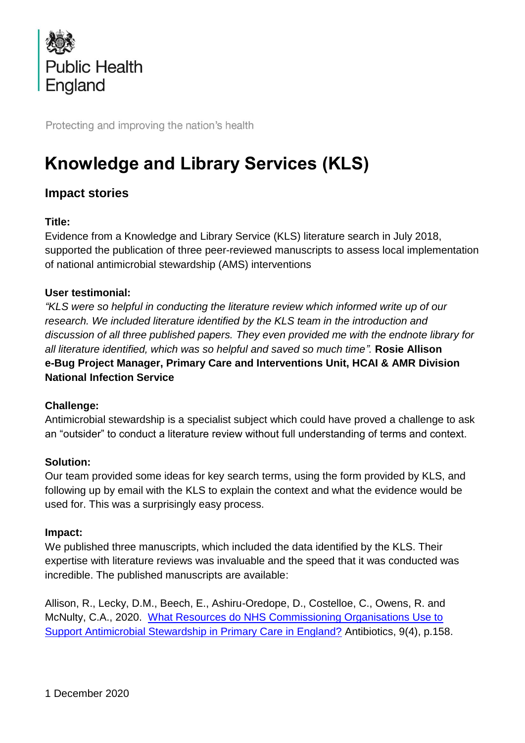Public Health England

Protecting and improving the nation's health

# Knowledge and Library Services (KLS)

## Impact stories

**Title:**

Evidence from a Knowledge and Library Service (KLS) literature search in July 2018, supported the publication of three peer-reviewed manuscripts to assess local implementation of national antimicrobial stewardship (AMS) interventions

**User testimonial:**

*"KLS were so helpful in conducting the literature review which informed write up of our research. We included literature identified by the KLS team in the introduction and discussion of all three published papers. They even provided me with the endnote library for all literature identified, which was so helpful and saved so much time".* **Rosie Allison e-Bug Project Manager, Primary Care and Interventions Unit, HCAI & AMR Division National Infection Service**

**Challenge:**

Antimicrobial stewardship is a specialist subject which could have proved a challenge to ask an "outsider" to conduct a literature review without full understanding of terms and context.

**Solution:**

Our team provided some ideas for key search terms, using the form provided by KLS, and following up by email with the KLS to explain the context and what the evidence would be used for. This was a surprisingly easy process.

**Impact:**

We published three manuscripts, which included the data identified by the KLS. Their expertise with literature reviews was invaluable and the speed that it was conducted was incredible. The published manuscripts are available:

Allison, R., Lecky, D.M., Beech, E., Ashiru-Oredope, D., Costelloe, C., Owens, R. and McNulty, C.A., 2020. What Resources do NHS Commissioning Organisations Use to Support Antimicrobial Stewardship in Primary Care in England? Antibiotics, 9(4), p.158.

1 December 2020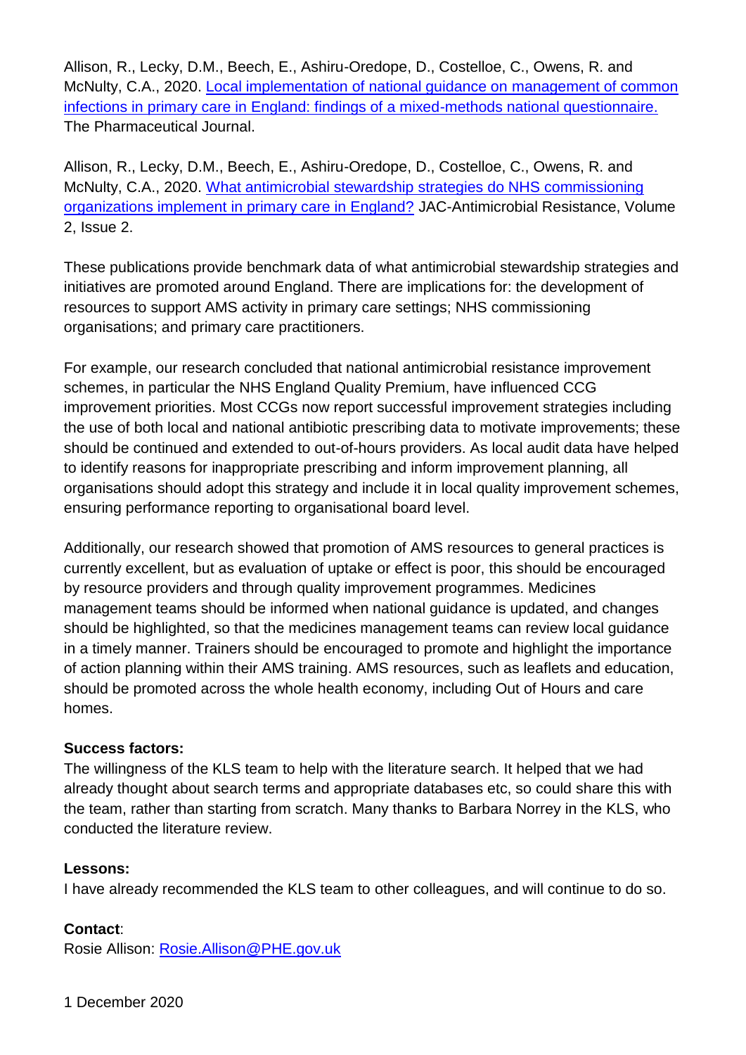Allison, R., Lecky, D.M., Beech, E., Ashiru-Oredope, D., Costelloe, C., Owens, R. and McNulty, C.A., 2020. [Local implementation of national guidance on management of common infections in primary care in England: findings of a mixed-methods national questionnaire.](#) The Pharmaceutical Journal.

Allison, R., Lecky, D.M., Beech, E., Ashiru-Oredope, D., Costelloe, C., Owens, R. and McNulty, C.A., 2020. [What antimicrobial stewardship strategies do NHS commissioning organizations implement in primary care in England?](#) JAC-Antimicrobial Resistance, Volume 2, Issue 2.

These publications provide benchmark data of what antimicrobial stewardship strategies and initiatives are promoted around England. There are implications for: the development of resources to support AMS activity in primary care settings; NHS commissioning organisations; and primary care practitioners.

For example, our research concluded that national antimicrobial resistance improvement schemes, in particular the NHS England Quality Premium, have influenced CCG improvement priorities. Most CCGs now report successful improvement strategies including the use of both local and national antibiotic prescribing data to motivate improvements; these should be continued and extended to out-of-hours providers. As local audit data have helped to identify reasons for inappropriate prescribing and inform improvement planning, all organisations should adopt this strategy and include it in local quality improvement schemes, ensuring performance reporting to organisational board level.

Additionally, our research showed that promotion of AMS resources to general practices is currently excellent, but as evaluation of uptake or effect is poor, this should be encouraged by resource providers and through quality improvement programmes. Medicines management teams should be informed when national guidance is updated, and changes should be highlighted, so that the medicines management teams can review local guidance in a timely manner. Trainers should be encouraged to promote and highlight the importance of action planning within their AMS training. AMS resources, such as leaflets and education, should be promoted across the whole health economy, including Out of Hours and care homes.

**Success factors:**

The willingness of the KLS team to help with the literature search. It helped that we had already thought about search terms and appropriate databases etc, so could share this with the team, rather than starting from scratch. Many thanks to Barbara Norrey in the KLS, who conducted the literature review.

**Lessons:**

I have already recommended the KLS team to other colleagues, and will continue to do so.

**Contact**:

Rosie Allison: [Rosie.Allison@PHE.gov.uk](mailto:Rosie.Allison@PHE.gov.uk)

1 December 2020